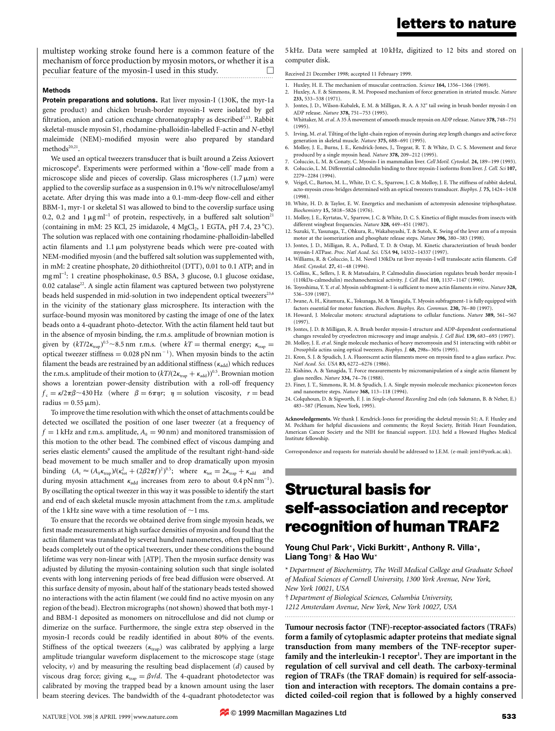multistep working stroke found here is a common feature of the mechanism of force production by myosin motors, or whether it is a peculiar feature of the myosin-I used in this study. □

### Methods

**Protein preparations and solutions.** Rat liver myosin-I (130K, the myr-1a gene product) and chicken brush-border myosin-I were isolated by gel filtration, anion and cation exchange chromatography as described[7,13]. Rabbit skeletal-muscle myosin S1, rhodamine-phalloidin-labelled F-actin and *N*-ethyl maleimide (NEM)-modified myosin were also prepared by standard methods[20,21].

We used an optical tweezers transducer that is built around a Zeiss Axiovert microscope[6]. Experiments were performed within a 'flow-cell' made from a microscope slide and pieces of coverslip. Glass microspheres (1.7 μm) were applied to the coverslip surface as a suspension in 0.1% w/v nitrocellulose/amyl acetate. After drying this was made into a 0.1-mm-deep flow-cell and either BBM-1, myr-1 or skeletal S1 was allowed to bind to the coverslip surface using 0.2, 0.2 and 1 μg ml$^{-1}$ of protein, respectively, in a buffered salt solution[21] (containing in mM: 25 KCl, 25 imidazole, 4 $MgCl_2$, 1 EGTA, pH 7.4, 23 °C). The solution was replaced with one containing rhodamine-phalloidin-labelled actin filaments and 1.1 μm polystyrene beads which were pre-coated with NEM-modified myosin (and the buffered salt solution was supplemented with, in mM: 2 creatine phosphate, 20 dithiothreitol (DTT), 0.01 to 0.1 ATP; and in mg ml$^{-1}$: 1 creatine phosphokinase, 0.5 BSA, 3 glucose, 0.1 glucose oxidase, 0.02 catalase[22]. A single actin filament was captured between two polystyrene beads held suspended in mid-solution in two independent optical tweezers[23,6] in the vicinity of the stationary glass microsphere. Its interaction with the surface-bound myosin was monitored by casting the image of one of the latex beads onto a 4-quadrant photo-detector. With the actin filament held taut but in the absence of myosin binding, the r.m.s. amplitude of brownian motion is given by $(kT/2\kappa_{trap})^{0.5} \sim 8.5$ nm r.m.s. (where $kT$ = thermal energy; $\kappa_{trap}$ = optical tweezer stiffness = 0.028 pN nm$^{-1}$). When myosin binds to the actin filament the beads are restrained by an additional stiffness ($\kappa_{add}$) which reduces the r.m.s. amplitude of their motion to $(kT/(2\kappa_{trap} + \kappa_{add}))^{0.5}$. Brownian motion shows a lorentzian power-density distribution with a roll-off frequency $f_c = \kappa/2\pi\beta \sim 430$ Hz (where $\beta = 6\pi\eta r$; $\eta$ = solution viscosity, $r$ = bead radius = 0.55 μm).

To improve the time resolution with which the onset of attachments could be detected we oscillated the position of one laser tweezer (at a frequency of $f$ = 1 kHz and r.m.s. amplitude, $A_0$ = 90 nm) and monitored transmission of this motion to the other bead. The combined effect of viscous damping and series elastic elements[9] caused the amplitude of the resultant right-hand-side bead movement to be much smaller and to drop dramatically upon myosin binding $(A_r \approx (A_0\kappa_{trap})/(\kappa_{tot}^2 + (2\beta 2\pi f)^2)^{0.5}$; where $\kappa_{tot} = 2\kappa_{trap} + \kappa_{add}$ and during myosin attachment $\kappa_{add}$ increases from zero to about 0.4 pN nm$^{-1}$). By oscillating the optical tweezer in this way it was possible to identify the start and end of each skeletal muscle myosin attachment from the r.m.s. amplitude of the 1 kHz sine wave with a time resolution of ~1 ms.

To ensure that the records we obtained derive from single myosin heads, we first made measurements at high surface densities of myosin and found that the actin filament was translated by several hundred nanometres, often pulling the beads completely out of the optical tweezers, under these conditions the bound lifetime was very non-linear with [ATP]. Then the myosin surface density was adjusted by diluting the myosin-containing solution such that single isolated events with long intervening periods of free bead diffusion were observed. At this surface density of myosin, about half of the stationary beads tested showed no interactions with the actin filament (we could find no active myosin on any region of the bead). Electron micrographs (not shown) showed that both myr-1 and BBM-1 deposited as monomers on nitrocellulose and did not clump or dimerize on the surface. Furthermore, the single extra step observed in the myosin-I records could be readily identified in about 80% of the events. Stiffness of the optical tweezers ($\kappa_{trap}$) was calibrated by applying a large amplitude triangular waveform displacement to the microscope stage (stage velocity, $v$) and by measuring the resulting bead displacement ($d$) caused by viscous drag force; giving $\kappa_{trap} = \beta v/d$. The 4-quadrant photodetector was calibrated by moving the trapped bead by a known amount using the laser beam steering devices. The bandwidth of the 4-quadrant photodetector was 5 kHz. Data were sampled at 10 kHz, digitized to 12 bits and stored on computer disk.

Received 21 December 1998; accepted 11 February 1999.

1. Huxley, H. E. The mechanism of muscular contraction. *Science* **164,** 1356–1366 (1969).
2. Huxley, A. F. & Simmons, R. M. Proposed mechanism of force generation in striated muscle. *Nature* **233,** 533–538 (1971).
3. Jontes, J. D., Wilson-Kubalek, E. M. & Milligan, R. A. A 32° tail swing in brush border myosin-I on ADP release. *Nature* **378,** 751–753 (1995).
4. Whittaker, M. *et al.* A 35 Å movement of smooth muscle myosin on ADP release. *Nature* **378,** 748–751 (1995).
5. Irving, M. *et al.* Tilting of the light-chain region of myosin during step length changes and active force generation in skeletal muscle. *Nature* **375,** 688–691 (1995).
6. Molloy, J. E., Burns, J. E., Kendrick-Jones, J., Tregear, R. T. & White, D. C. S. Movement and force produced by a single myosin head. *Nature* **378,** 209–212 (1995).
7. Coluccio, L. M. & Conaty, C. Myosin-I in mammalian liver. *Cell Motil. Cytoskel.* **24,** 189–199 (1993).
8. Coluccio, L. M. Differential calmodulin binding to three myosin-I isoforms from liver. *J. Cell. Sci* **107,** 2279–2284 (1994).
9. Veigel, C., Bartoo, M. L., White, D. C. S., Sparrow, J. C. & Molloy, J. E. The stiffness of rabbit skeletal, acto-myosin cross-bridges determined with an optical tweezers transducer. *Biophys. J.* **75,** 1424–1438 (1998).
10. White, H. D. & Taylor, E. W. Energetics and mechanism of actomyosin adenosine triphosphatase. *Biochemistry* **15,** 5818–5826 (1976).
11. Molloy, J. E., Kyrtatas, V., Sparrow, J. C. & White, D. C. S. Kinetics of flight muscles from insects with different wingbeat frequencies. *Nature* **328,** 449–451 (1987).
12. Suzuki, Y., Yasunaga, T., Ohkura, R., Wakabayashi, T. & Sutoh, K. Swing of the lever arm of a myosin motor at the isomerization and phosphate release steps. *Nature* **396,** 380–383 (1998).
13. Jontes, J. D., Milligan, R. A., Pollard, T. D. & Ostap, M. Kinetic characterization of brush border myosin-I ATPase. *Proc. Natl Acad. Sci. USA* **94,** 14332–14337 (1997).
14. Williams, R. & Coluccio, L. M. Novel 130kDa rat liver myosin-I will translocate actin filaments. *Cell Motil. Cytoskel.* **27,** 41–48 (1994).
15. Collins, K., Sellers, J. R. & Matsudaira, P. Calmodulin dissociation regulates brush border myosin-I (110kDa-calmodulin) mechanochemical activity. *J. Cell Biol.* **110,** 1137–1147 (1990).
16. Toyoshima, Y. Y. *et al.* Myosin subfragment-1 is sufficient to move actin filaments *in vitro*. *Nature* **328,** 536–539 (1987).
17. Iwane, A. H., Kitamura, K., Tokunaga, M. & Yanagida, T. Myosin subfragment-1 is fully equipped with factors essential for motor function. *Biochem. Biophys. Res. Commun.* **230,** 76–80 (1997).
18. Howard, J. Molecular motors: structural adaptations to cellular functions. *Nature* **389,** 561–567 (1997).
19. Jontes, J. D. & Milligan, R. A. Brush border myosin-I structure and ADP-dependent conformational changes revealed by cryoelectron microscopy and image analysis. *J. Cell Biol.* **139,** 683–693 (1997).
20. Molloy, J. E. *et al.* Single molecule mechanics of heavy meromyosin and S1 interacting with rabbit or *Drosophila* actins using optical tweezers. *Biophys. J.* **68,** 298s–305s (1995).
21. Kron, S. J. & Spudich, J. A. Fluorescent actin filaments move on myosin fixed to a glass surface. *Proc. Natl Acad. Sci. USA* **83,** 6272–6276 (1986).
22. Kishino, A. & Yanagida, T. Force measurements by micromanipulation of a single actin filament by glass needles. *Nature* **334,** 74–76 (1988).
23. Finer, J. T., Simmons, R. M. & Spudich, J. A. Single myosin molecule mechanics: piconewton forces and nanometre steps. *Nature* **368,** 113–118 (1994).
24. Colquhoun, D. & Sigworth, F. J. in *Single-channel Recording* 2nd edn (eds Sakmann, B. & Neher, E.) 483–587 (Plenum, New York, 1995).

**Acknowledgements.** We thank J. Kendrick-Jones for providing the skeletal myosin S1; A. F. Huxley and M. Peckham for helpful discussions and comments; the Royal Society, British Heart Foundation, American Cancer Society and the NIH for financial support. J.D.J. held a Howard Hughes Medical Institute fellowship.

Correspondence and requests for materials should be addressed to J.E.M. (e-mail: jem1@york.ac.uk).

# Structural basis for self-association and receptor recognition of human TRAF2

**Young Chul Park\*, Vicki Burkitt\*, Anthony R. Villa\*, Liang Tong† & Hao Wu\***

\* *Department of Biochemistry, The Weill Medical College and Graduate School of Medical Sciences of Cornell University, 1300 York Avenue, New York, New York 10021, USA*

† *Department of Biological Sciences, Columbia University, 1212 Amsterdam Avenue, New York, New York 10027, USA*

**Tumour necrosis factor (TNF)-receptor-associated factors (TRAFs) form a family of cytoplasmic adapter proteins that mediate signal transduction from many members of the TNF-receptor superfamily and the interleukin-1 receptor[1]. They are important in the regulation of cell survival and cell death. The carboxy-terminal region of TRAFs (the TRAF domain) is required for self-association and interaction with receptors. The domain contains a predicted coiled-coil region that is followed by a highly conserved**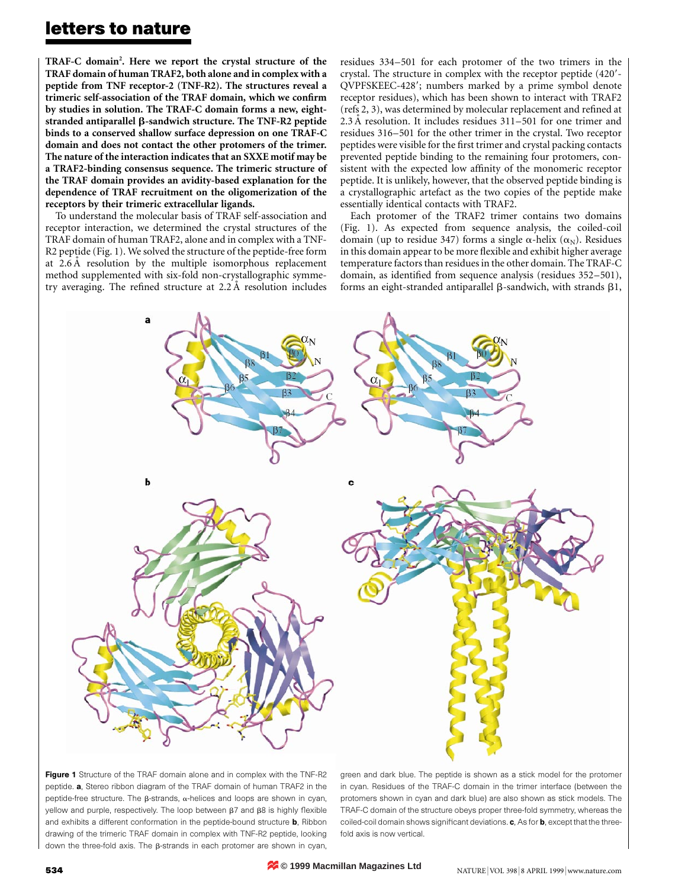**TRAF-C domain[2]. Here we report the crystal structure of the TRAF domain of human TRAF2, both alone and in complex with a peptide from TNF receptor-2 (TNF-R2). The structures reveal a trimeric self-association of the TRAF domain, which we confirm by studies in solution. The TRAF-C domain forms a new, eight-stranded antiparallel β-sandwich structure. The TNF-R2 peptide binds to a conserved shallow surface depression on one TRAF-C domain and does not contact the other protomers of the trimer. The nature of the interaction indicates that an SXXE motif may be a TRAF2-binding consensus sequence. The trimeric structure of the TRAF domain provides an avidity-based explanation for the dependence of TRAF recruitment on the oligomerization of the receptors by their trimeric extracellular ligands.**

To understand the molecular basis of TRAF self-association and receptor interaction, we determined the crystal structures of the TRAF domain of human TRAF2, alone and in complex with a TNF-R2 peptide (Fig. 1). We solved the structure of the peptide-free form at 2.6 Å resolution by the multiple isomorphous replacement method supplemented with six-fold non-crystallographic symmetry averaging. The refined structure at 2.2 Å resolution includes residues 334–501 for each protomer of the two trimers in the crystal. The structure in complex with the receptor peptide (420′-QVPFSKEEC-428′; numbers marked by a prime symbol denote receptor residues), which has been shown to interact with TRAF2 (refs 2, 3), was determined by molecular replacement and refined at 2.3 Å resolution. It includes residues 311–501 for one trimer and residues 316–501 for the other trimer in the crystal. Two receptor peptides were visible for the first trimer and crystal packing contacts prevented peptide binding to the remaining four protomers, consistent with the expected low affinity of the monomeric receptor peptide. It is unlikely, however, that the observed peptide binding is a crystallographic artefact as the two copies of the peptide make essentially identical contacts with TRAF2.

Each protomer of the TRAF2 trimer contains two domains (Fig. 1). As expected from sequence analysis, the coiled-coil domain (up to residue 347) forms a single α-helix ($\alpha_N$). Residues in this domain appear to be more flexible and exhibit higher average temperature factors than residues in the other domain. The TRAF-C domain, as identified from sequence analysis (residues 352–501), forms an eight-stranded antiparallel β-sandwich, with strands β1,

**Figure 1** Structure of the TRAF domain alone and in complex with the TNF-R2 peptide. **a**, Stereo ribbon diagram of the TRAF domain of human TRAF2 in the peptide-free structure. The β-strands, α-helices and loops are shown in cyan, yellow and purple, respectively. The loop between β7 and β8 is highly flexible and exhibits a different conformation in the peptide-bound structure **b**, Ribbon drawing of the trimeric TRAF domain in complex with TNF-R2 peptide, looking down the three-fold axis. The β-strands in each protomer are shown in cyan, green and dark blue. The peptide is shown as a stick model for the protomer in cyan. Residues of the TRAF-C domain in the trimer interface (between the protomers shown in cyan and dark blue) are also shown as stick models. The TRAF-C domain of the structure obeys proper three-fold symmetry, whereas the coiled-coil domain shows significant deviations. **c**, As for **b**, except that the three-fold axis is now vertical.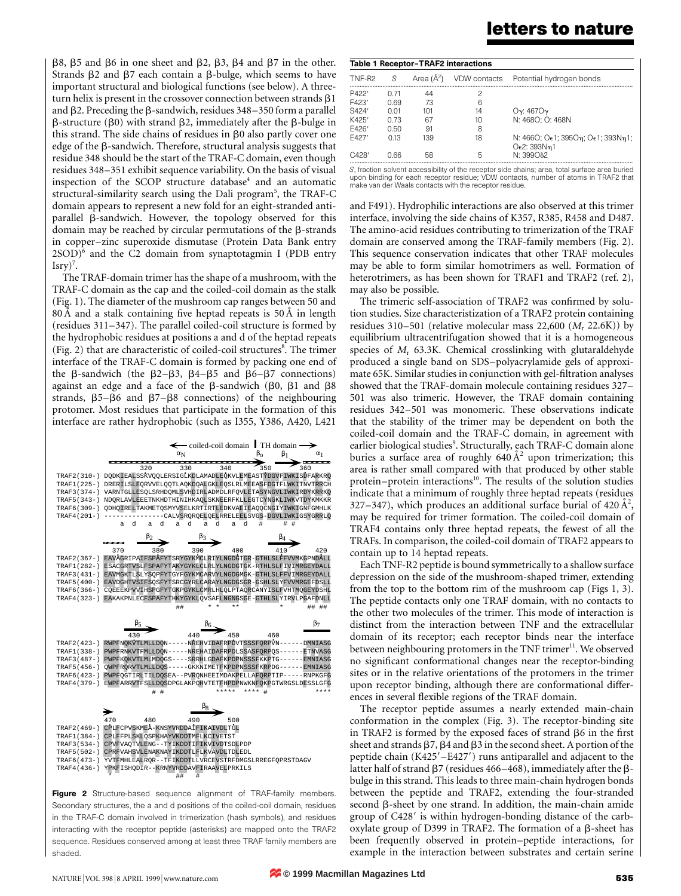β8, β5 and β6 in one sheet and β2, β3, β4 and β7 in the other. Strands β2 and β7 each contain a β-bulge, which seems to have important structural and biological functions (see below). A three-turn helix is present in the crossover connection between strands β1 and β2. Preceding the β-sandwich, residues 348–350 form a parallel β-structure (β0) with strand β2, immediately after the β-bulge in this strand. The side chains of residues in β0 also partly cover one edge of the β-sandwich. Therefore, structural analysis suggests that residue 348 should be the start of the TRAF-C domain, even though residues 348–351 exhibit sequence variability. On the basis of visual inspection of the SCOP structure database[4] and an automatic structural-similarity search using the Dali program[5], the TRAF-C domain appears to represent a new fold for an eight-stranded antiparallel β-sandwich. However, the topology observed for this domain may be reached by circular permutations of the β-strands in copper–zinc superoxide dismutase (Protein Data Bank entry 2SOD)[6] and the C2 domain from synaptotagmin I (PDB entry 1sry)[7].

The TRAF-domain trimer has the shape of a mushroom, with the TRAF-C domain as the cap and the coiled-coil domain as the stalk (Fig. 1). The diameter of the mushroom cap ranges between 50 and 80 Å and a stalk containing five heptad repeats is 50 Å in length (residues 311–347). The parallel coiled-coil structure is formed by the hydrophobic residues at positions a and d of the heptad repeats (Fig. 2) that are characteristic of coiled-coil structures[8]. The trimer interface of the TRAF-C domain is formed by packing one end of the β-sandwich (the β2–β3, β4–β5 and β6–β7 connections) against an edge and a face of the β-sandwich (β0, β1 and β8 strands, β5–β6 and β7–β8 connections) of the neighbouring protomer. Most residues that participate in the formation of this interface are rather hydrophobic (such as I355, Y386, A420, L421

```
                    ← coiled-coil domain | TH domain →
                                αN                 β0    β1        α1
                    320        330        340        350        360
TRAF2(310-) DQDKIEALSSKVQQLERSIGLKDLAMADLEQKVLEMEASTYDGVFIWKISDFARKRQ
TRAF1(225-) DRERILSLEQRVVELQQTLAQKDQALGKLEQSLRLMEEASFDGTFLWKITNVTRRCH
TRAF3(374-) VARNTGLLESQLSRHDQMLSVHDIRLADMDLRFQVLETASYNGVLIWKIRDYKRRKQ
TRAF5(343-) NDQRLAVLEEETNKHDTHINIHKAQLSKNEERFKLLEGTCYNGKLIWKVTDYKMKKR
TRAF6(309-) QDHQIRELTAKMETQSMYVSELKRTIRTLEDKVAEIEAQQCNGIYIWKIGNFGMHLK
TRAF4(201-) ---------------CALVSRQRQELQELRRELEELSVGS-DGVLIWKIGSYGRRLQ
              a  d   a  d   a  d   a  d   a  d  #     # #

                   β2          β3           β4
            370        380        390        400        410        420
TRAF2(367-) EAVAGRIPAIFSPAFYTSRYGYKMCLRIYLNGDGTGR-GTHLSLFFVVMKGPNDALL
TRAF1(282-) ESACGRTVSLFSPAFYTAKYGYKLCLRLYLNGDGTGK-RTHLSLFIVIMRGEYDALL
TRAF3(431-) EAVMGKTLSLYSQPFYTGYFGYKMCARVYLNGDGMGK-GTHLSLFFVIMRGEYDALL
TRAF5(400-) EAVDGHTVSIFSQSFYTSRCGYRLCARAYLNGDGSGR-GSHLSLYFVVMRGEFDSLL
TRAF6(366-) CQEEEKPVVIHSPGFYTGKPGYKLCMRLHLQLPTAQRCANYISLFVHTMQGEYDSHL
TRAF4(323-) EAKAKPNLECFSPAFYTHKYGYKLQVSAFLNGNGSGE-GTHLSLYIRVLPGAFDNLL
                              ##      *  *    **          *      ## ##

                 β5                  β6                       β7
            430        440        450        460
TRAF2(423-) RWPFNQKVTLMLLDQN-----NREHVIDAFRPDVTSSSFQRPVN------DMNIASG
TRAF1(338-) PWPFRNKVTFMLLDDN-----NREHAIDAFRPDLSSASFQRPQS------ETNVASG
TRAF3(487-) PWPFKQKVTLMLMDQGS----SRRHLGDAFKPDPNSSSFKKPTG------EMNIASG
TRAF5(456-) QWPFRQRVTLMLLDQS-----GKKNIMETFKPDPNSSSFKRPDG------EMNIASG
TRAF6(423-) PWPFQGTIRLTILDQSEA--PVRQNHEEIMDAKPELLAFQRPTIP-----RNPKGFG
TRAF4(379-) EWPFARRVTFSLLDQSDPGLAKPQHVTETFHPDPNWKNFQKPGTWRGSLDESSLGFG
                    # #                  *****  **** #            ****

                            β8
            470        480        490        500
TRAF2(469-) CPLFCPVSKMEA-KNSYVRDDAIFIKAIVDLTGL
TRAF1(384-) CPLFFPLSKLQSPKHAYVKDDTMFLKCIVETST
TRAF3(534-) CPVFVAQTVLENG--TYIKDDTIFIKVIVDTSDLPDP
TRAF5(502-) CPRFVAHSVLENAKNAYIKDDTLFLKVAVDLTDLEDL
TRAF6(473-) YVTFMHLEALRQR--TFIKDDTLLVRCEVSTRFDMGSLRREGFQPRSTDAGV
TRAF4(436-) YPKFISHQDIR--KRNYVRDDAVFIRAAVELPRKILS
              *                   ##   #
```

**Figure 2** Structure-based sequence alignment of TRAF-family members. Secondary structures, the a and d positions of the coiled-coil domain, residues in the TRAF-C domain involved in trimerization (hash symbols), and residues interacting with the receptor peptide (asterisks) are mapped onto the TRAF2 sequence. Residues conserved among at least three TRAF family members are shaded.

**Table 1 Receptor–TRAF2 interactions**

| TNF-R2 | S | Area (Å²) | VDW contacts | Potential hydrogen bonds |
|---|---|---|---|---|
| P422′ | 0.71 | 44 | 2 | |
| F423′ | 0.69 | 73 | 6 | |
| S424′ | 0.01 | 101 | 14 | Oγ: 467Oγ |
| K425′ | 0.73 | 67 | 10 | N: 468O; O: 468N |
| E426′ | 0.50 | 91 | 8 | |
| E427′ | 0.13 | 139 | 18 | N: 466O; Oε1: 395Oη; Oε1: 393Nη1; Oε2: 393Nη1 |
| C428′ | 0.66 | 58 | 5 | N: 399Oδ2 |

S, fraction solvent accessibility of the receptor side chains; area, total surface area buried upon binding for each receptor residue; VDW contacts, number of atoms in TRAF2 that make van der Waals contacts with the receptor residue.

and F491). Hydrophilic interactions are also observed at this trimer interface, involving the side chains of K357, R385, R458 and D487. The amino-acid residues contributing to trimerization of the TRAF domain are conserved among the TRAF-family members (Fig. 2). This sequence conservation indicates that other TRAF molecules may be able to form similar homotrimers as well. Formation of heterotrimers, as has been shown for TRAF1 and TRAF2 (ref. 2), may also be possible.

The trimeric self-association of TRAF2 was confirmed by solution studies. Size characteristization of a TRAF2 protein containing residues 310–501 (relative molecular mass 22,600 ($M_r$ 22.6K)) by equilibrium ultracentrifugation showed that it is a homogeneous species of $M_r$ 63.3K. Chemical crosslinking with glutaraldehyde produced a single band on SDS–polyacrylamide gels of approximate 65K. Similar studies in conjunction with gel-filtration analyses showed that the TRAF-domain molecule containing residues 327–501 was also trimeric. However, the TRAF domain containing residues 342–501 was monomeric. These observations indicate that the stability of the trimer may be dependent on both the coiled-coil domain and the TRAF-C domain, in agreement with earlier biological studies[9]. Structurally, each TRAF-C domain alone buries a surface area of roughly 640 Å² upon trimerization; this area is rather small compared with that produced by other stable protein–protein interactions[10]. The results of the solution studies indicate that a minimum of roughly three heptad repeats (residues 327–347), which produces an additional surface burial of 420 Å², may be required for trimer formation. The coiled-coil domain of TRAF4 contains only three heptad repeats, the fewest of all the TRAFs. In comparison, the coiled-coil domain of TRAF2 appears to contain up to 14 heptad repeats.

Each TNF-R2 peptide is bound symmetrically to a shallow surface depression on the side of the mushroom-shaped trimer, extending from the top to the bottom rim of the mushroom cap (Figs 1, 3). The peptide contacts only one TRAF domain, with no contacts to the other two molecules of the trimer. This mode of interaction is distinct from the interaction between TNF and the extracellular domain of its receptor; each receptor binds near the interface between neighbouring protomers in the TNF trimer[11]. We observed no significant conformational changes near the receptor-binding sites or in the relative orientations of the protomers in the trimer upon receptor binding, although there are conformational differences in several flexible regions of the TRAF domain.

The receptor peptide assumes a nearly extended main-chain conformation in the complex (Fig. 3). The receptor-binding site in TRAF2 is formed by the exposed faces of strand β6 in the first sheet and strands β7, β4 and β3 in the second sheet. A portion of the peptide chain (K425′–E427′) runs antiparallel and adjacent to the latter half of strand β7 (residues 466–468), immediately after the β-bulge in this strand. This leads to three main-chain hydrogen bonds between the peptide and TRAF2, extending the four-stranded second β-sheet by one strand. In addition, the main-chain amide group of C428′ is within hydrogen-bonding distance of the carboxylate group of D399 in TRAF2. The formation of a β-sheet has been frequently observed in protein–peptide interactions, for example in the interaction between substrates and certain serine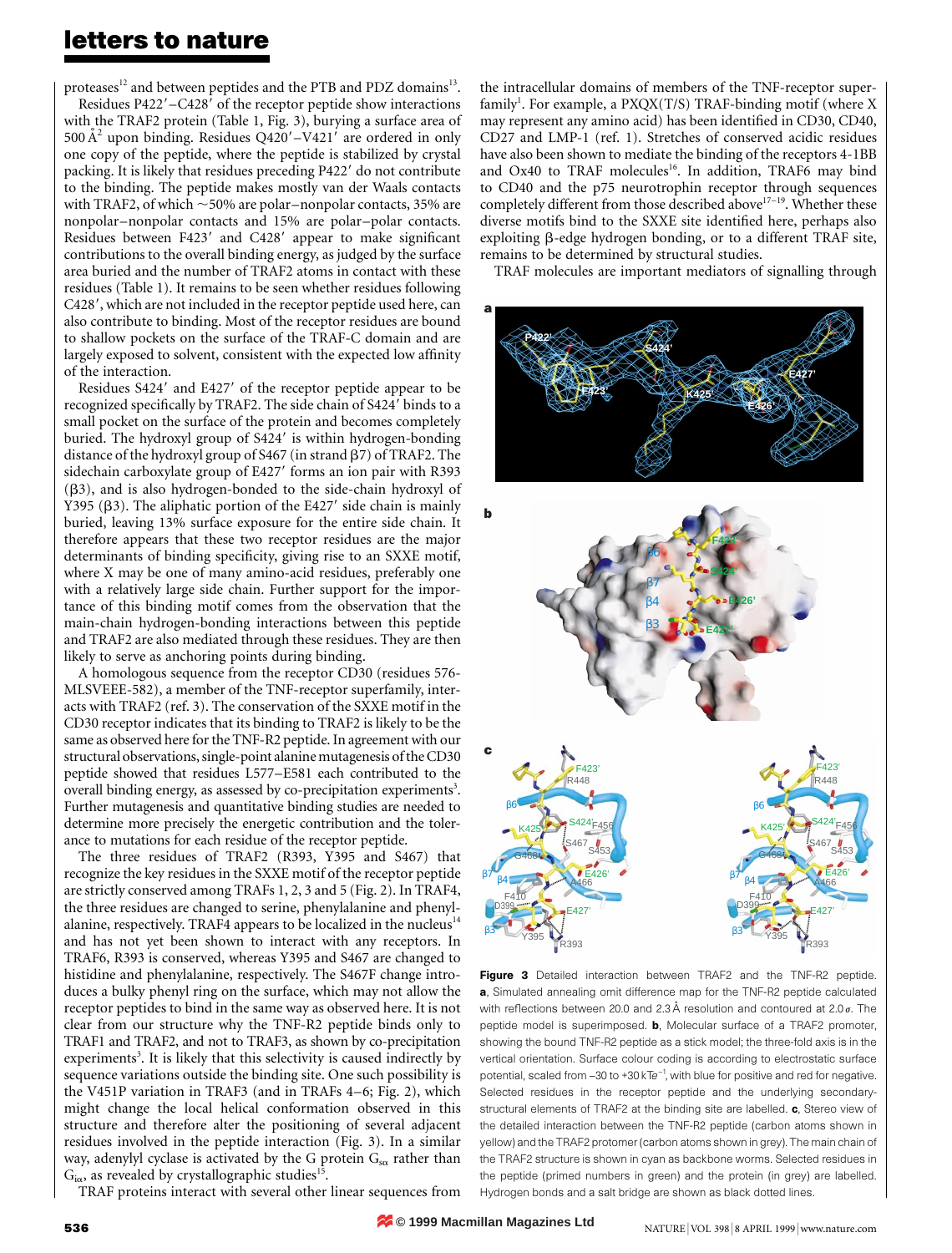proteases[12] and between peptides and the PTB and PDZ domains[13].

Residues P422′–C428′ of the receptor peptide show interactions with the TRAF2 protein (Table 1, Fig. 3), burying a surface area of 500 Å$^2$ upon binding. Residues Q420′–V421′ are ordered in only one copy of the peptide, where the peptide is stabilized by crystal packing. It is likely that residues preceding P422′ do not contribute to the binding. The peptide makes mostly van der Waals contacts with TRAF2, of which ~50% are polar–nonpolar contacts, 35% are nonpolar–nonpolar contacts and 15% are polar–polar contacts. Residues between F423′ and C428′ appear to make significant contributions to the overall binding energy, as judged by the surface area buried and the number of TRAF2 atoms in contact with these residues (Table 1). It remains to be seen whether residues following C428′, which are not included in the receptor peptide used here, can also contribute to binding. Most of the receptor residues are bound to shallow pockets on the surface of the TRAF-C domain and are largely exposed to solvent, consistent with the expected low affinity of the interaction.

Residues S424′ and E427′ of the receptor peptide appear to be recognized specifically by TRAF2. The side chain of S424′ binds to a small pocket on the surface of the protein and becomes completely buried. The hydroxyl group of S424′ is within hydrogen-bonding distance of the hydroxyl group of S467 (in strand β7) of TRAF2. The side chain carboxylate group of E427′ forms an ion pair with R393 (β3), and is also hydrogen-bonded to the side-chain hydroxyl of Y395 (β3). The aliphatic portion of the E427′ side chain is mainly buried, leaving 13% surface exposure for the entire side chain. It therefore appears that these two receptor residues are the major determinants of binding specificity, giving rise to an SXXE motif, where X may be one of many amino-acid residues, preferably one with a relatively large side chain. Further support for the importance of this binding motif comes from the observation that the main-chain hydrogen-bonding interactions between this peptide and TRAF2 are also mediated through these residues. They are then likely to serve as anchoring points during binding.

A homologous sequence from the receptor CD30 (residues 576-MLSVEEE-582), a member of the TNF-receptor superfamily, interacts with TRAF2 (ref. 3). The conservation of the SXXE motif in the CD30 receptor indicates that its binding to TRAF2 is likely to be the same as observed here for the TNF-R2 peptide. In agreement with our structural observations, single-point alanine mutagenesis of the CD30 peptide showed that residues L577–E581 each contributed to the overall binding energy, as assessed by co-precipitation experiments[3]. Further mutagenesis and quantitative binding studies are needed to determine more precisely the energetic contribution and the tolerance to mutations for each residue of the receptor peptide.

The three residues of TRAF2 (R393, Y395 and S467) that recognize the key residues in the SXXE motif of the receptor peptide are strictly conserved among TRAFs 1, 2, 3 and 5 (Fig. 2). In TRAF4, the three residues are changed to serine, phenylalanine and phenylalanine, respectively. TRAF4 appears to be localized in the nucleus[14] and has not yet been shown to interact with any receptors. In TRAF6, R393 is conserved, whereas Y395 and S467 are changed to histidine and phenylalanine, respectively. The S467F change introduces a bulky phenyl ring on the surface, which may not allow the receptor peptides to bind in the same way as observed here. It is not clear from our structure why the TNF-R2 peptide binds only to TRAF1 and TRAF2, and not to TRAF3, as shown by co-precipitation experiments[3]. It is likely that this selectivity is caused indirectly by sequence variations outside the binding site. One such possibility is the V451P variation in TRAF3 (and in TRAFs 4–6; Fig. 2), which might change the local helical conformation observed in this structure and therefore alter the positioning of several adjacent residues involved in the peptide interaction (Fig. 3). In a similar way, adenylyl cyclase is activated by the G protein $G_{s\alpha}$ rather than $G_{i\alpha}$, as revealed by crystallographic studies[15].

TRAF proteins interact with several other linear sequences from the intracellular domains of members of the TNF-receptor superfamily[1]. For example, a PXQX(T/S) TRAF-binding motif (where X may represent any amino acid) has been identified in CD30, CD40, CD27 and LMP-1 (ref. 1). Stretches of conserved acidic residues have also been shown to mediate the binding of the receptors 4-1BB and Ox40 to TRAF molecules[16]. In addition, TRAF6 may bind to CD40 and the p75 neurotrophin receptor through sequences completely different from those described above[17–19]. Whether these diverse motifs bind to the SXXE site identified here, perhaps also exploiting β-edge hydrogen bonding, or to a different TRAF site, remains to be determined by structural studies.

TRAF molecules are important mediators of signalling through

**Figure 3** Detailed interaction between TRAF2 and the TNF-R2 peptide. **a**, Simulated annealing omit difference map for the TNF-R2 peptide calculated with reflections between 20.0 and 2.3 Å resolution and contoured at 2.0σ. The peptide model is superimposed. **b**, Molecular surface of a TRAF2 promoter, showing the bound TNF-R2 peptide as a stick model; the three-fold axis is in the vertical orientation. Surface colour coding is according to electrostatic surface potential, scaled from −30 to +30 kTe$^{-1}$, with blue for positive and red for negative. Selected residues in the receptor peptide and the underlying secondary-structural elements of TRAF2 at the binding site are labelled. **c**, Stereo view of the detailed interaction between the TNF-R2 peptide (carbon atoms shown in yellow) and the TRAF2 protomer (carbon atoms shown in grey). The main chain of the TRAF2 structure is shown in cyan as backbone worms. Selected residues in the peptide (primed numbers in green) and the protein (in grey) are labelled. Hydrogen bonds and a salt bridge are shown as black dotted lines.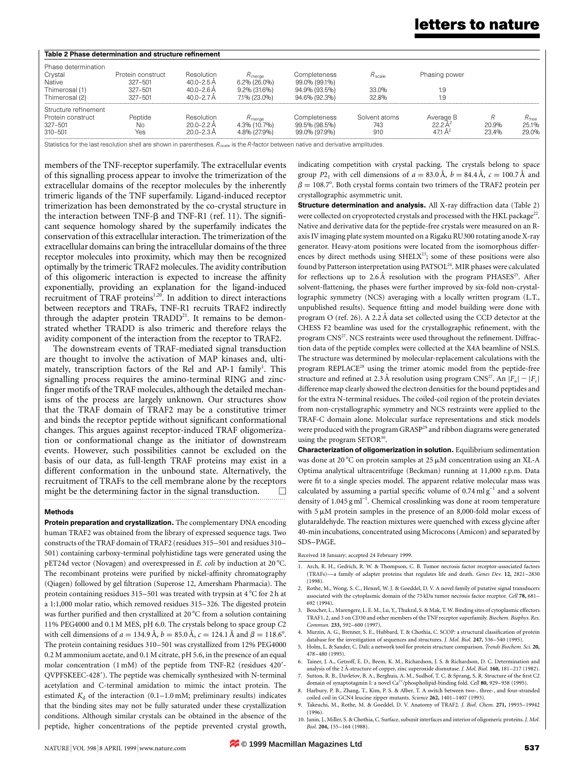**Table 2 Phase determination and structure refinement**

| Phase determination | | | | | | | | |
|---|---|---|---|---|---|---|---|---|
| Crystal | Protein construct | Resolution | $R_{merge}$ | Completeness | $R_{scale}$ | Phasing power | | |
| Native | 327–501 | 40.0–2.5 Å | 6.2% (26.0%) | 99.0% (99.1%) | | | | |
| Thimerosal (1) | 327–501 | 40.0–2.6 Å | 9.2% (31.6%) | 94.9% (93.5%) | 33.0% | 1.9 | | |
| Thimerosal (2) | 327–501 | 40.0–2.7 Å | 7.1% (23.0%) | 94.6% (92.3%) | 32.8% | 1.9 | | |
| **Structure refinement** | | | | | | | | |
| Protein construct | Peptide | Resolution | $R_{merge}$ | Completeness | Solvent atoms | Average B | $R$ | $R_{free}$ |
| 327–501 | No | 20.0–2.2 Å | 4.3% (10.7%) | 99.5% (98.5%) | 743 | 22.2 Å$^2$ | 20.9% | 25.1% |
| 310–501 | Yes | 20.0–2.3 Å | 4.8% (27.9%) | 99.0% (97.9%) | 910 | 47.1 Å$^2$ | 23.4% | 29.0% |

Statistics for the last resolution shell are shown in parentheses. $R_{scale}$ is the $R$-factor between native and derivative amplitudes.

members of the TNF-receptor superfamily. The extracellular events of this signalling process appear to involve the trimerization of the extracellular domains of the receptor molecules by the inherently trimeric ligands of the TNF superfamily. Ligand-induced receptor trimerization has been demonstrated by the co-crystal structure in the interaction between TNF-β and TNF-R1 (ref. 11). The significant sequence homology shared by the superfamily indicates the conservation of this extracellular interaction. The trimerization of the extracellular domains can bring the intracellular domains of the three receptor molecules into proximity, which may then be recognized optimally by the trimeric TRAF2 molecules. The avidity contribution of this oligomeric interaction is expected to increase the affinity exponentially, providing an explanation for the ligand-induced recruitment of TRAF proteins[1,20]. In addition to direct interactions between receptors and TRAFs, TNF-R1 recruits TRAF2 indirectly through the adapter protein TRADD[21]. It remains to be demonstrated whether TRADD is also trimeric and therefore relays the avidity component of the interaction from the receptor to TRAF2.

The downstream events of TRAF-mediated signal transduction are thought to involve the activation of MAP kinases and, ultimately, transcription factors of the Rel and AP-1 family[1]. This signalling process requires the amino-terminal RING and zinc-finger motifs of the TRAF molecules, although the detailed mechanisms of the process are largely unknown. Our structures show that the TRAF domain of TRAF2 may be a constitutive trimer and binds the receptor peptide without significant conformational changes. This argues against receptor-induced TRAF oligomerization or conformational change as the initiator of downstream events. However, such possibilities cannot be excluded on the basis of our data, as full-length TRAF proteins may exist in a different conformation in the unbound state. Alternatively, the recruitment of TRAFs to the cell membrane alone by the receptors might be the determining factor in the signal transduction. □

## Methods

**Protein preparation and crystallization.** The complementary DNA encoding human TRAF2 was obtained from the library of expressed sequence tags. Two constructs of the TRAF domain of TRAF2 (residues 315–501 and residues 310–501) containing carboxy-terminal polyhistidine tags were generated using the pET24d vector (Novagen) and overexpressed in *E. coli* by induction at 20 °C. The recombinant proteins were purified by nickel-affinity chromatography (Qiagen) followed by gel filtration (Superose 12, Amersham Pharmacia). The protein containing residues 315–501 was treated with trypsin at 4 °C for 2 h at a 1:1,000 molar ratio, which removed residues 315–326. The digested protein was further purified and then crystallized at 20 °C from a solution containing 11% PEG4000 and 0.1 M MES, pH 6.0. The crystals belong to space group $C2$ with cell dimensions of $a = 134.9$ Å, $b = 85.0$ Å, $c = 124.1$ Å and $\beta = 118.6°$. The protein containing residues 310–501 was crystallized from 12% PEG4000 0.2 M ammonium acetate, and 0.1 M citrate, pH 5.6, in the presence of an equal molar concentration (1 mM) of the peptide from TNF-R2 (residues 420′-QVPFSKEEC-428′). The peptide was chemically synthesized with N-terminal acetylation and C-terminal amidation to mimic the intact protein. The estimated $K_d$ of the interaction (0.1–1.0 mM; preliminary results) indicates that the binding sites may not be fully saturated under these crystallization conditions. Although similar crystals can be obtained in the absence of the peptide, higher concentrations of the peptide prevented crystal growth, indicating competition with crystal packing. The crystals belong to space group $P2_1$ with cell dimensions of $a = 83.0$ Å, $b = 84.4$ Å, $c = 100.7$ Å and $\beta = 108.7°$. Both crystal forms contain two trimers of the TRAF2 protein per crystallographic asymmetric unit.

**Structure determination and analysis.** All X-ray diffraction data (Table 2) were collected on cryoprotected crystals and processed with the HKL package[22]. Native and derivative data for the peptide-free crystals were measured on an R-axis IV imaging plate system mounted on a Rigaku RU300 rotating anode X-ray generator. Heavy-atom positions were located from the isomorphous differences by direct methods using SHELX[23]; some of these positions were also found by Patterson interpretation using PATSOL[24]. MIR phases were calculated for reflections up to 2.6 Å resolution with the program PHASES[25]. After solvent-flattening, the phases were further improved by six-fold non-crystallographic symmetry (NCS) averaging with a locally written program (L.T., unpublished results). Sequence fitting and model building were done with program O (ref. 26). A 2.2 Å data set collected using the CCD detector at the CHESS F2 beamline was used for the crystallographic refinement, with the program CNS[27]. NCS restraints were used throughout the refinement. Diffraction data of the peptide complex were collected at the X4A beamline of NSLS. The structure was determined by molecular-replacement calculations with the program REPLACE[28] using the trimer atomic model from the peptide-free structure and refined at 2.3 Å resolution using program CNS[27]. An $|F_o| - |F_c|$ difference map clearly showed the electron densities for the bound peptides and for the extra N-terminal residues. The coiled-coil region of the protein deviates from non-crystallographic symmetry and NCS restraints were applied to the TRAF-C domain alone. Molecular surface representations and stick models were produced with the program GRASP[29] and ribbon diagrams were generated using the program SETOR[30].

**Characterization of oligomerization in solution.** Equilibrium sedimentation was done at 20 °C on protein samples at 25 μM concentration using an XL-A Optima analytical ultracentrifuge (Beckman) running at 11,000 r.p.m. Data were fit to a single species model. The apparent relative molecular mass was calculated by assuming a partial specific volume of 0.74 ml g$^{-1}$ and a solvent density of 1.045 g ml$^{-1}$. Chemical crosslinking was done at room temperature with 5 μM protein samples in the presence of an 8,000-fold molar excess of glutaraldehyde. The reaction mixtures were quenched with excess glycine after 40-min incubations, concentrated using Microcons (Amicon) and separated by SDS–PAGE.

Received 18 January; accepted 24 February 1999.

1. Arch, R. H., Gedrich, R. W. & Thompson, C. B. Tumor necrosis factor receptor-associated factors (TRAFs)—a family of adapter proteins that regulates life and death. *Genes Dev.* **12,** 2821–2830 (1998).
2. Rothe, M., Wong, S. C., Henzel, W. J. & Goeddel, D. V. A novel family of putative signal transducers associated with the cytoplasmic domain of the 75 kDa tumor necrosis factor receptor. *Cell* **78,** 681–692 (1994).
3. Boucher, L., Marengere, L. E. M., Lu, Y., Thukral, S. & Mak, T. W. Binding sites of cytoplasmic effectors TRAF1, 2, and 3 on CD30 and other members of the TNF receptor superfamily. *Biochem. Biophys. Res. Commun.* **233,** 592–600 (1997).
4. Murzin, A. G., Brenner, S. E., Hubbard, T. & Chothia, C. SCOP: a structural classification of protein database for the investigation of sequences and structures. *J. Mol. Biol.* **247,** 536–540 (1995).
5. Holm, L. & Sander, C. Dali: a network tool for protein structure comparison. *Trends Biochem. Sci.* **20,** 478–480 (1995).
6. Tainer, J. A., Getzoff, E. D., Beem, K. M., Richardson, J. S. & Richardson, D. C. Determination and analysis of the 2 Å-structure of copper, zinc superoxide dismutase. *J. Mol. Biol.* **160,** 181–217 (1982).
7. Sutton, R. B., Davletov, B. A., Berghuis, A. M., Sudhof, T. C. & Sprang, S. R. Structure of the first C2 domain of synaptotagmin I: a novel Ca$^{2+}$/phospholipid-binding fold. *Cell* **80,** 929–938 (1995).
8. Harbury, P. B., Zhang, T., Kim, P. S. & Alber, T. A switch between two-, three-, and four-stranded coiled coil in GCN4 leucine zipper mutants. *Science* **262,** 1401–1407 (1993).
9. Takeuchi, M., Rothe, M. & Goeddel, D. V. Anatomy of TRAF2. *J. Biol. Chem.* **271,** 19935–19942 (1996).
10. Janin, J., Miller, S. & Chothia, C. Surface, subunit interfaces and interior of oligomeric proteins. *J. Mol. Biol.* **204,** 155–164 (1988).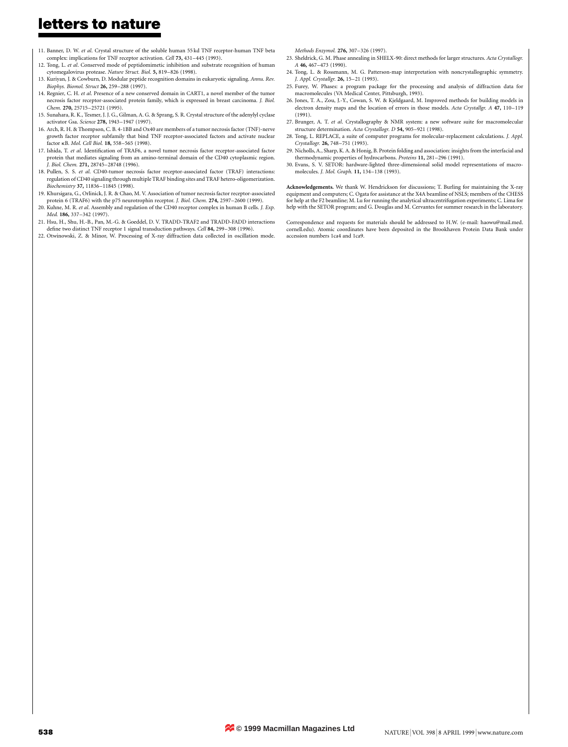11. Banner, D. W. *et al*. Crystal structure of the soluble human 55 kd TNF receptor-human TNF beta complex: implications for TNF receptor activation. *Cell* **73,** 431–445 (1993).
12. Tong, L. *et al*. Conserved mode of peptidomimetic inhibition and substrate recognition of human cytomegalovirus protease. *Nature Struct. Biol.* **5,** 819–826 (1998).
13. Kuriyan, J. & Cowburn, D. Modular peptide recognition domains in eukaryotic signaling. *Annu. Rev. Biophys. Biomol. Struct* **26,** 259–288 (1997).
14. Regnier, C. H. *et al*. Presence of a new conserved domain in CART1, a novel member of the tumor necrosis factor receptor-associated protein family, which is expressed in breast carcinoma. *J. Biol. Chem.* **270,** 25715–25721 (1995).
15. Sunahara, R. K., Tesmer, J. J. G., Gilman, A. G. & Sprang, S. R. Crystal structure of the adenylyl cyclase activator Gsa. *Science* **278,** 1943–1947 (1997).
16. Arch, R. H. & Thompson, C. B. 4-1BB and Ox40 are members of a tumor necrosis factor (TNF)-nerve growth factor receptor subfamily that bind TNF receptor-associated factors and activate nuclear factor κB. *Mol. Cell Biol.* **18,** 558–565 (1998).
17. Ishida, T. *et al*. Identification of TRAF6, a novel tumor necrosis factor receptor-associated factor protein that mediates signaling from an amino-terminal domain of the CD40 cytoplasmic region. *J. Biol. Chem.* **271,** 28745–28748 (1996).
18. Pullen, S. S. *et al*. CD40-tumor necrosis factor receptor-associated factor (TRAF) interactions: regulation of CD40 signaling through multiple TRAF binding sites and TRAF hetero-oligomerization. *Biochemistry* **37,** 11836–11845 (1998).
19. Khursigara, G., Orlinick, J. R. & Chao, M. V. Association of tumor necrosis factor receptor-associated protein 6 (TRAF6) with the p75 neurotrophin receptor. *J. Biol. Chem.* **274,** 2597–2600 (1999).
20. Kuhne, M. R. *et al*. Assembly and regulation of the CD40 receptor complex in human B cells. *J. Exp. Med.* **186,** 337–342 (1997).
21. Hsu, H., Shu, H.-B., Pan, M.-G. & Goeddel, D. V. TRADD-TRAF2 and TRADD-FADD interactions define two distinct TNF receptor 1 signal transduction pathways. *Cell* **84,** 299–308 (1996).
22. Otwinowski, Z. & Minor, W. Processing of X-ray diffraction data collected in oscillation mode. *Methods Enzymol.* **276,** 307–326 (1997).
23. Sheldrick, G. M. Phase annealing in SHELX-90: direct methods for larger structures. *Acta Crystallogr. A* **46,** 467–473 (1990).
24. Tong, L. & Rossmann, M. G. Patterson-map interpretation with noncrystallographic symmetry. *J. Appl. Crystallgr.* **26,** 15–21 (1993).
25. Furey, W. Phases: a program package for the processing and analysis of diffraction data for macromolecules (VA Medical Center, Pittsburgh, 1993).
26. Jones, T. A., Zou, J.-Y., Cowan, S. W. & Kjeldgaard, M. Improved methods for building models in electron density maps and the location of errors in those models. *Acta Crystallgr. A* **47,** 110–119 (1991).
27. Brunger, A. T. *et al*. Crystallography & NMR system: a new software suite for macromolecular structure determination. *Acta Crystallogr. D* **54,** 905–921 (1998).
28. Tong, L. REPLACE, a suite of computer programs for molecular-replacement calculations. *J. Appl. Crystallogr.* **26,** 748–751 (1993).
29. Nicholls, A., Sharp, K. A. & Honig, B. Protein folding and association: insights from the interfacial and thermodynamic properties of hydrocarbons. *Proteins* **11,** 281–296 (1991).
30. Evans, S. V. SETOR: hardware-lighted three-dimensional solid model representations of macromolecules. *J. Mol. Graph.* **11,** 134–138 (1993).

**Acknowledgements.** We thank W. Hendrickson for discussions; T. Burling for maintaining the X-ray equipment and computers; C. Ogata for assistance at the X4A beamline of NSLS; members of the CHESS for help at the F2 beamline; M. Lu for running the analytical ultracentrifugation experiments; C. Lima for help with the SETOR program; and G. Douglas and M. Cervantes for summer research in the laboratory.

Correspondence and requests for materials should be addressed to H.W. (e-mail: haowu@mail.med.cornell.edu). Atomic coordinates have been deposited in the Brookhaven Protein Data Bank under accession numbers 1ca4 and 1ca9.